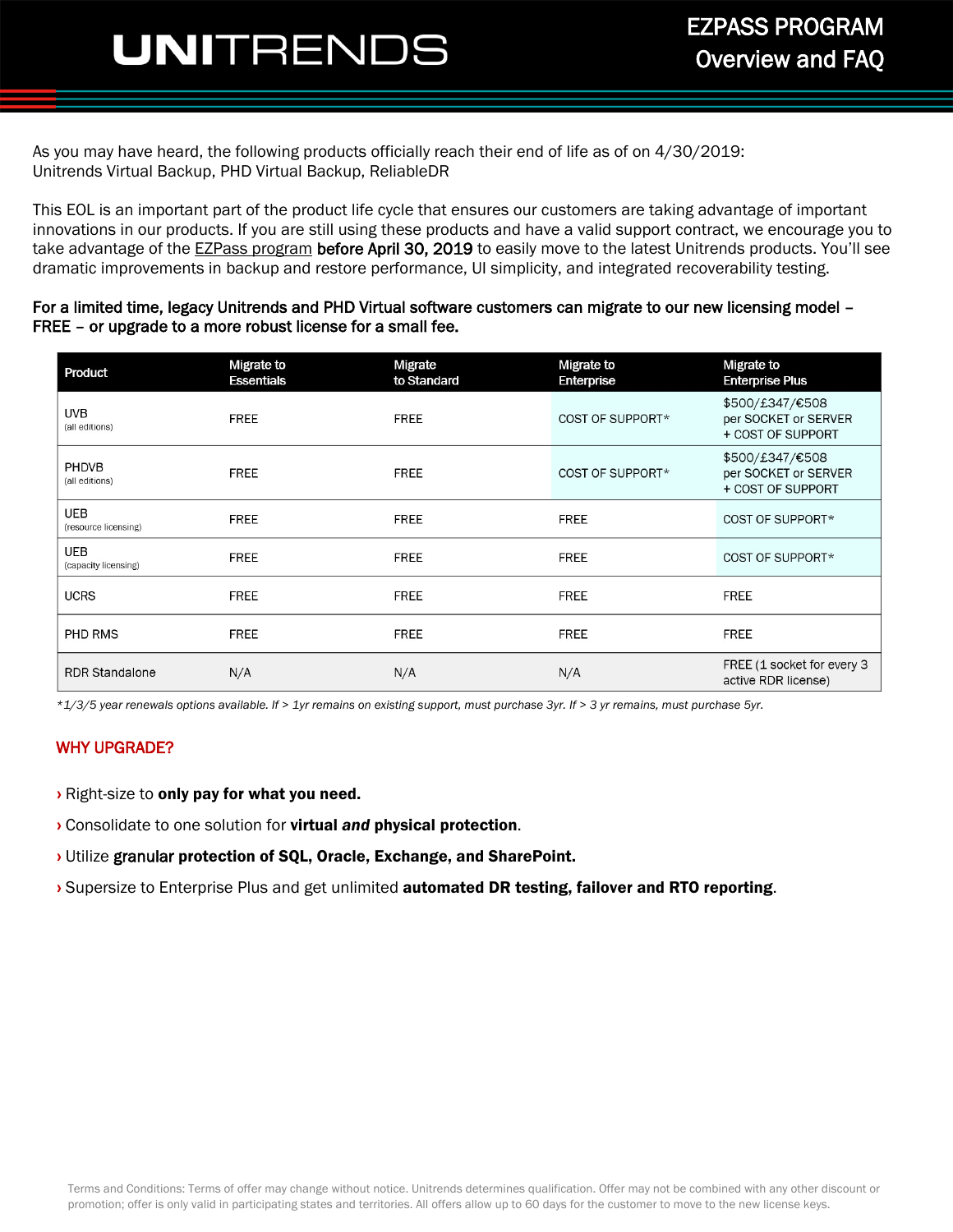# UNITRENDS

## EZPASS PROGRAM Overview and FAQ

As you may have heard, the following products officially reach their end of life as of on 4/30/2019: Unitrends Virtual Backup, PHD Virtual Backup, ReliableDR

This EOL is an important part of the product life cycle that ensures our customers are taking advantage of important innovations in our products. If you are still using these products and have a valid support contract, we encourage you to take advantage of the EZPass program **before April 30, 2019** to easily move to the latest Unitrends products. You'll see dramatic improvements in backup and restore performance, UI simplicity, and integrated recoverability testing.

**For a limited time, legacy Unitrends and PHD Virtual software customers can migrate to our new licensing model – FREE – or upgrade to a more robust license for a small fee.**

| Product | Migrate to Essentials | Migrate to Standard | Migrate to Enterprise | Migrate to Enterprise Plus |
|---|---|---|---|---|
| UVB (all editions) | FREE | FREE | COST OF SUPPORT* | $500/£347/€508 per SOCKET or SERVER + COST OF SUPPORT |
| PHDVB (all editions) | FREE | FREE | COST OF SUPPORT* | $500/£347/€508 per SOCKET or SERVER + COST OF SUPPORT |
| UEB (resource licensing) | FREE | FREE | FREE | COST OF SUPPORT* |
| UEB (capacity licensing) | FREE | FREE | FREE | COST OF SUPPORT* |
| UCRS | FREE | FREE | FREE | FREE |
| PHD RMS | FREE | FREE | FREE | FREE |
| RDR Standalone | N/A | N/A | N/A | FREE (1 socket for every 3 active RDR license) |

*\*1/3/5 year renewals options available. If > 1yr remains on existing support, must purchase 3yr. If > 3 yr remains, must purchase 5yr.*

## WHY UPGRADE?

› Right-size to **only pay for what you need.**

› Consolidate to one solution for **virtual *and* physical protection**.

› Utilize **granular protection of SQL, Oracle, Exchange, and SharePoint.**

› Supersize to Enterprise Plus and get unlimited **automated DR testing, failover and RTO reporting**.

Terms and Conditions: Terms of offer may change without notice. Unitrends determines qualification. Offer may not be combined with any other discount or promotion; offer is only valid in participating states and territories. All offers allow up to 60 days for the customer to move to the new license keys.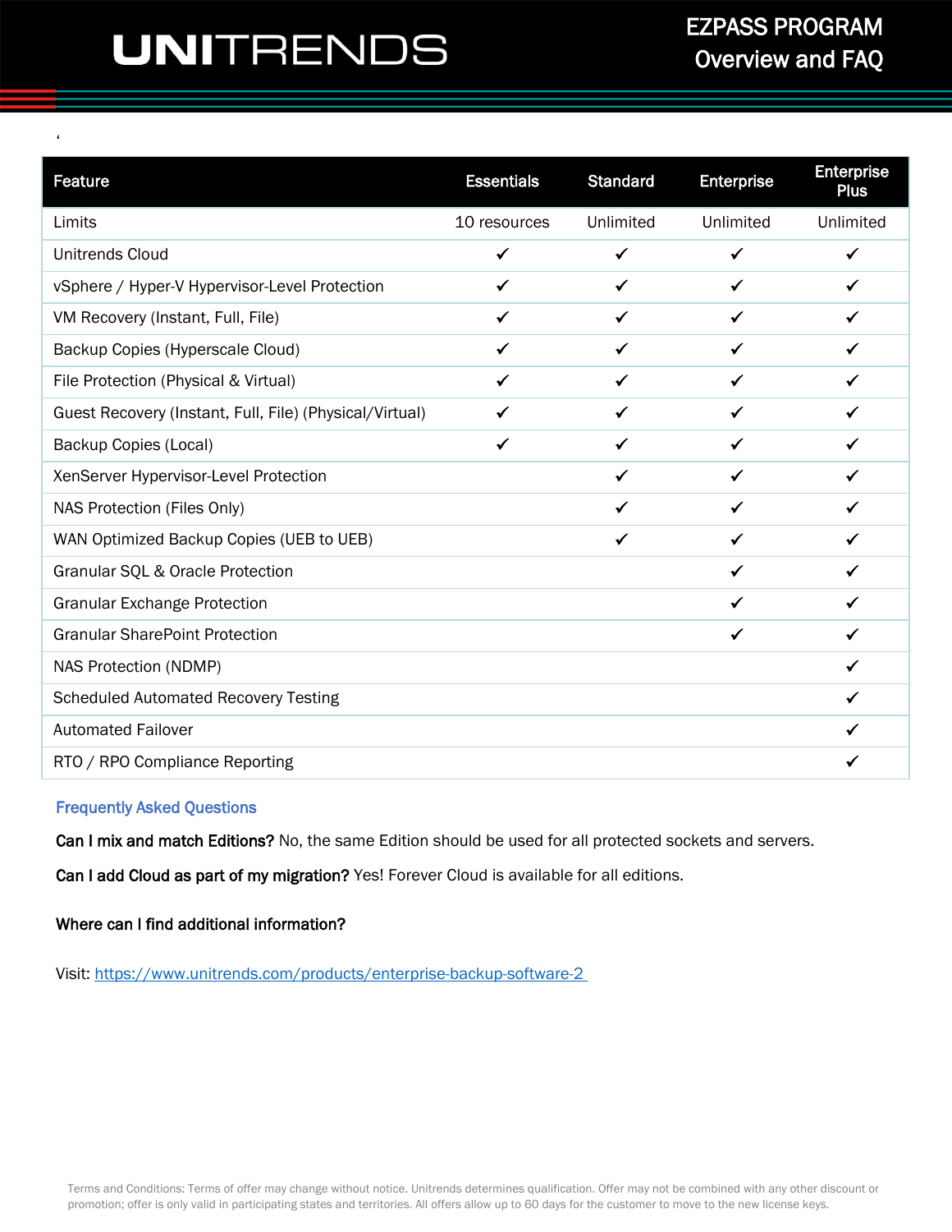| Feature | Essentials | Standard | Enterprise | Enterprise Plus |
|---|---|---|---|---|
| Limits | 10 resources | Unlimited | Unlimited | Unlimited |
| Unitrends Cloud | ✔ | ✔ | ✔ | ✔ |
| vSphere / Hyper-V Hypervisor-Level Protection | ✔ | ✔ | ✔ | ✔ |
| VM Recovery (Instant, Full, File) | ✔ | ✔ | ✔ | ✔ |
| Backup Copies (Hyperscale Cloud) | ✔ | ✔ | ✔ | ✔ |
| File Protection (Physical & Virtual) | ✔ | ✔ | ✔ | ✔ |
| Guest Recovery (Instant, Full, File) (Physical/Virtual) | ✔ | ✔ | ✔ | ✔ |
| Backup Copies (Local) | ✔ | ✔ | ✔ | ✔ |
| XenServer Hypervisor-Level Protection | | ✔ | ✔ | ✔ |
| NAS Protection (Files Only) | | ✔ | ✔ | ✔ |
| WAN Optimized Backup Copies (UEB to UEB) | | ✔ | ✔ | ✔ |
| Granular SQL & Oracle Protection | | | ✔ | ✔ |
| Granular Exchange Protection | | | ✔ | ✔ |
| Granular SharePoint Protection | | | ✔ | ✔ |
| NAS Protection (NDMP) | | | | ✔ |
| Scheduled Automated Recovery Testing | | | | ✔ |
| Automated Failover | | | | ✔ |
| RTO / RPO Compliance Reporting | | | | ✔ |

## Frequently Asked Questions

**Can I mix and match Editions?** No, the same Edition should be used for all protected sockets and servers.

**Can I add Cloud as part of my migration?** Yes! Forever Cloud is available for all editions.

**Where can I find additional information?**

Visit: https://www.unitrends.com/products/enterprise-backup-software-2

Terms and Conditions: Terms of offer may change without notice. Unitrends determines qualification. Offer may not be combined with any other discount or promotion; offer is only valid in participating states and territories. All offers allow up to 60 days for the customer to move to the new license keys.